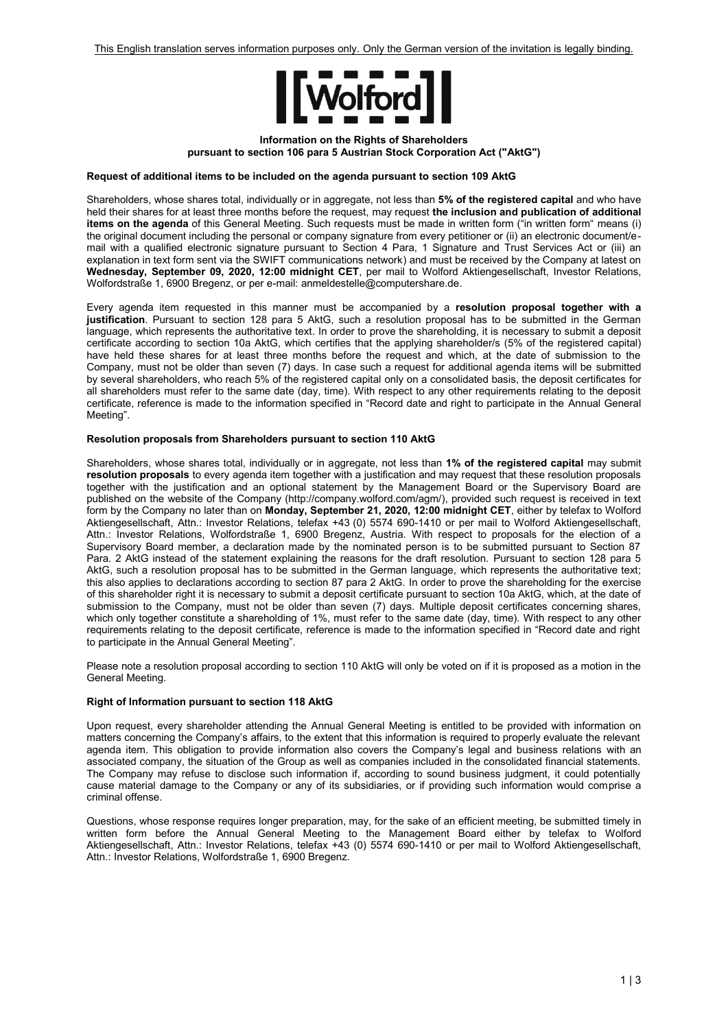This English translation serves information purposes only. Only the German version of the invitation is legally binding.

**Information on the Rights of Shareholders**
**pursuant to section 106 para 5 Austrian Stock Corporation Act ("AktG")**

### Request of additional items to be included on the agenda pursuant to section 109 AktG

Shareholders, whose shares total, individually or in aggregate, not less than **5% of the registered capital** and who have held their shares for at least three months before the request, may request **the inclusion and publication of additional items on the agenda** of this General Meeting. Such requests must be made in written form ("in written form" means (i) the original document including the personal or company signature from every petitioner or (ii) an electronic document/e-mail with a qualified electronic signature pursuant to Section 4 Para, 1 Signature and Trust Services Act or (iii) an explanation in text form sent via the SWIFT communications network) and must be received by the Company at latest on **Wednesday, September 09, 2020, 12:00 midnight CET**, per mail to Wolford Aktiengesellschaft, Investor Relations, Wolfordstraße 1, 6900 Bregenz, or per e-mail: anmeldestelle@computershare.de.

Every agenda item requested in this manner must be accompanied by a **resolution proposal together with a justification**. Pursuant to section 128 para 5 AktG, such a resolution proposal has to be submitted in the German language, which represents the authoritative text. In order to prove the shareholding, it is necessary to submit a deposit certificate according to section 10a AktG, which certifies that the applying shareholder/s (5% of the registered capital) have held these shares for at least three months before the request and which, at the date of submission to the Company, must not be older than seven (7) days. In case such a request for additional agenda items will be submitted by several shareholders, who reach 5% of the registered capital only on a consolidated basis, the deposit certificates for all shareholders must refer to the same date (day, time). With respect to any other requirements relating to the deposit certificate, reference is made to the information specified in "Record date and right to participate in the Annual General Meeting".

### Resolution proposals from Shareholders pursuant to section 110 AktG

Shareholders, whose shares total, individually or in aggregate, not less than **1% of the registered capital** may submit **resolution proposals** to every agenda item together with a justification and may request that these resolution proposals together with the justification and an optional statement by the Management Board or the Supervisory Board are published on the website of the Company (http://company.wolford.com/agm/), provided such request is received in text form by the Company no later than on **Monday, September 21, 2020, 12:00 midnight CET**, either by telefax to Wolford Aktiengesellschaft, Attn.: Investor Relations, telefax +43 (0) 5574 690-1410 or per mail to Wolford Aktiengesellschaft, Attn.: Investor Relations, Wolfordstraße 1, 6900 Bregenz, Austria. With respect to proposals for the election of a Supervisory Board member, a declaration made by the nominated person is to be submitted pursuant to Section 87 Para. 2 AktG instead of the statement explaining the reasons for the draft resolution. Pursuant to section 128 para 5 AktG, such a resolution proposal has to be submitted in the German language, which represents the authoritative text; this also applies to declarations according to section 87 para 2 AktG. In order to prove the shareholding for the exercise of this shareholder right it is necessary to submit a deposit certificate pursuant to section 10a AktG, which, at the date of submission to the Company, must not be older than seven (7) days. Multiple deposit certificates concerning shares, which only together constitute a shareholding of 1%, must refer to the same date (day, time). With respect to any other requirements relating to the deposit certificate, reference is made to the information specified in "Record date and right to participate in the Annual General Meeting".

Please note a resolution proposal according to section 110 AktG will only be voted on if it is proposed as a motion in the General Meeting.

### Right of Information pursuant to section 118 AktG

Upon request, every shareholder attending the Annual General Meeting is entitled to be provided with information on matters concerning the Company's affairs, to the extent that this information is required to properly evaluate the relevant agenda item. This obligation to provide information also covers the Company's legal and business relations with an associated company, the situation of the Group as well as companies included in the consolidated financial statements. The Company may refuse to disclose such information if, according to sound business judgment, it could potentially cause material damage to the Company or any of its subsidiaries, or if providing such information would comprise a criminal offense.

Questions, whose response requires longer preparation, may, for the sake of an efficient meeting, be submitted timely in written form before the Annual General Meeting to the Management Board either by telefax to Wolford Aktiengesellschaft, Attn.: Investor Relations, telefax +43 (0) 5574 690-1410 or per mail to Wolford Aktiengesellschaft, Attn.: Investor Relations, Wolfordstraße 1, 6900 Bregenz.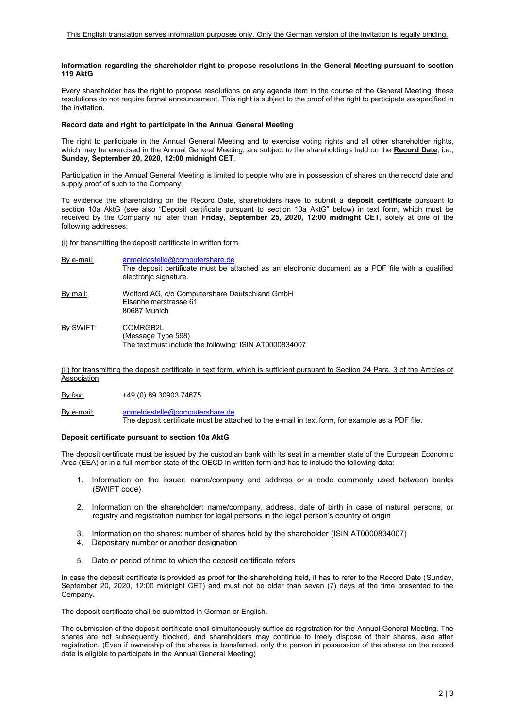This English translation serves information purposes only. Only the German version of the invitation is legally binding.

**Information regarding the shareholder right to propose resolutions in the General Meeting pursuant to section 119 AktG**

Every shareholder has the right to propose resolutions on any agenda item in the course of the General Meeting; these resolutions do not require formal announcement. This right is subject to the proof of the right to participate as specified in the invitation.

**Record date and right to participate in the Annual General Meeting**

The right to participate in the Annual General Meeting and to exercise voting rights and all other shareholder rights, which may be exercised in the Annual General Meeting, are subject to the shareholdings held on the **Record Date**, i.e., **Sunday, September 20, 2020, 12:00 midnight CET**.

Participation in the Annual General Meeting is limited to people who are in possession of shares on the record date and supply proof of such to the Company.

To evidence the shareholding on the Record Date, shareholders have to submit a **deposit certificate** pursuant to section 10a AktG (see also "Deposit certificate pursuant to section 10a AktG" below) in text form, which must be received by the Company no later than **Friday, September 25, 2020, 12:00 midnight CET**, solely at one of the following addresses:

(i) for transmitting the deposit certificate in written form

By e-mail: anmeldestelle@computershare.de
The deposit certificate must be attached as an electronic document as a PDF file with a qualified electronjc signature.

By mail: Wolford AG, c/o Computershare Deutschland GmbH
Elsenheimerstrasse 61
80687 Munich

By SWIFT: COMRGB2L
(Message Type 598)
The text must include the following: ISIN AT0000834007

(ii) for transmitting the deposit certificate in text form, which is sufficient pursuant to Section 24 Para. 3 of the Articles of Association

By fax: +49 (0) 89 30903 74675

By e-mail: anmeldestelle@computershare.de
The deposit certificate must be attached to the e-mail in text form, for example as a PDF file.

**Deposit certificate pursuant to section 10a AktG**

The deposit certificate must be issued by the custodian bank with its seat in a member state of the European Economic Area (EEA) or in a full member state of the OECD in written form and has to include the following data:

1. Information on the issuer: name/company and address or a code commonly used between banks (SWIFT code)
2. Information on the shareholder: name/company, address, date of birth in case of natural persons, or registry and registration number for legal persons in the legal person's country of origin
3. Information on the shares: number of shares held by the shareholder (ISIN AT0000834007)
4. Depositary number or another designation
5. Date or period of time to which the deposit certificate refers

In case the deposit certificate is provided as proof for the shareholding held, it has to refer to the Record Date (Sunday, September 20, 2020, 12:00 midnight CET) and must not be older than seven (7) days at the time presented to the Company.

The deposit certificate shall be submitted in German or English.

The submission of the deposit certificate shall simultaneously suffice as registration for the Annual General Meeting. The shares are not subsequently blocked, and shareholders may continue to freely dispose of their shares, also after registration. (Even if ownership of the shares is transferred, only the person in possession of the shares on the record date is eligible to participate in the Annual General Meeting)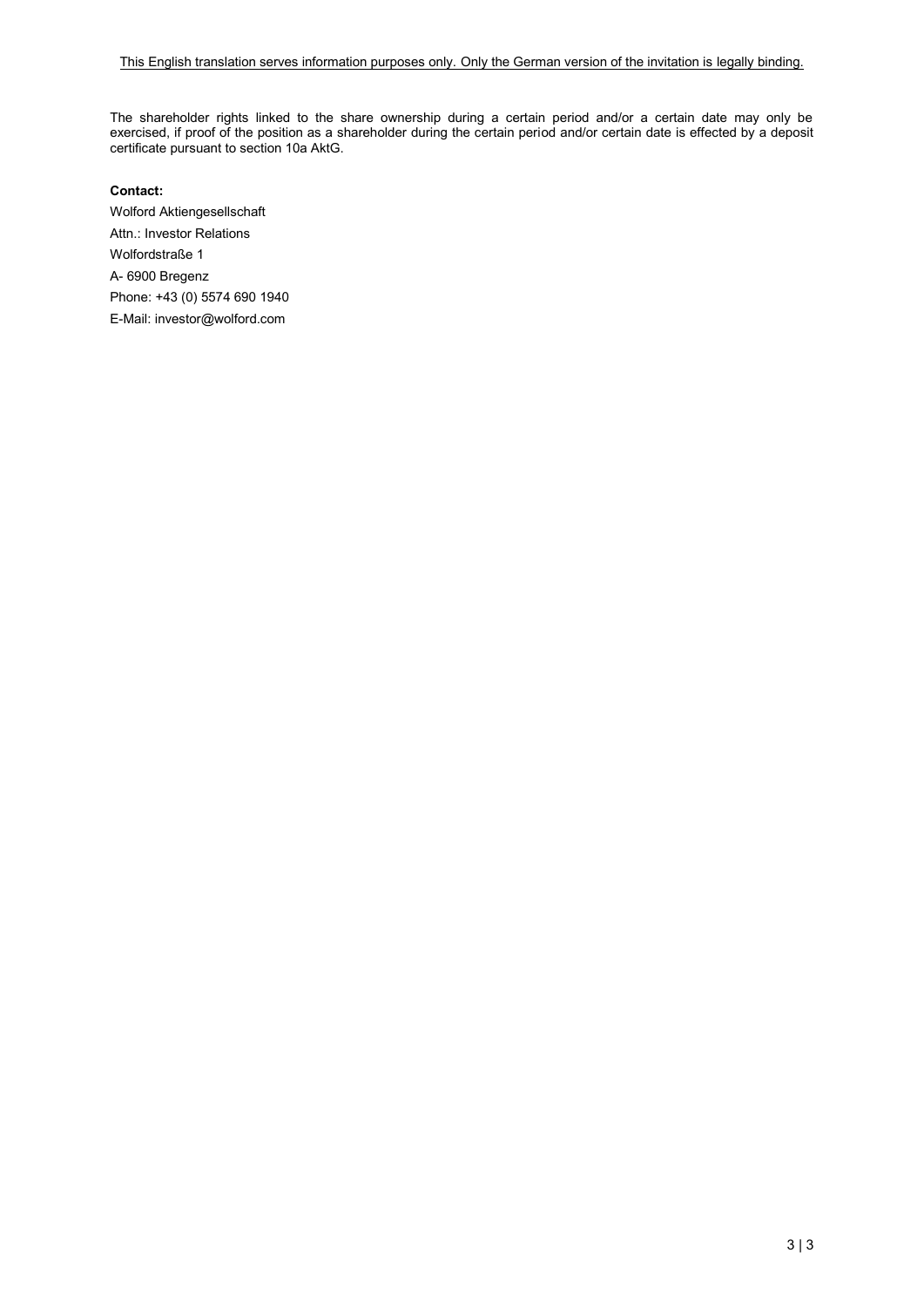The shareholder rights linked to the share ownership during a certain period and/or a certain date may only be exercised, if proof of the position as a shareholder during the certain period and/or certain date is effected by a deposit certificate pursuant to section 10a AktG.

**Contact:**

Wolford Aktiengesellschaft

Attn.: Investor Relations

Wolfordstraße 1

A- 6900 Bregenz

Phone: +43 (0) 5574 690 1940

E-Mail: investor@wolford.com